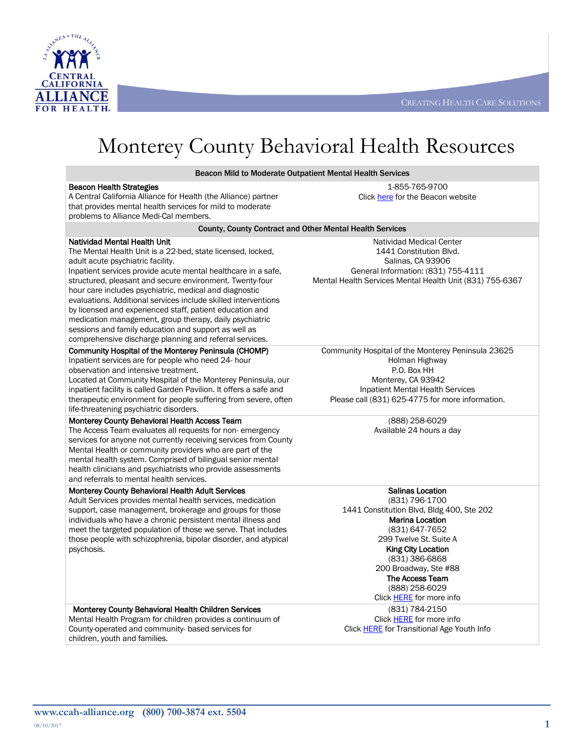# Monterey County Behavioral Health Resources

| Beacon Mild to Moderate Outpatient Mental Health Services | |
|---|---|
| **Beacon Health Strategies**<br>A Central California Alliance for Health (the Alliance) partner that provides mental health services for mild to moderate problems to Alliance Medi-Cal members. | 1-855-765-9700<br>Click here for the Beacon website |
| **County, County Contract and Other Mental Health Services** | |
| **Natividad Mental Health Unit**<br>The Mental Health Unit is a 22-bed, state licensed, locked, adult acute psychiatric facility.<br>Inpatient services provide acute mental healthcare in a safe, structured, pleasant and secure environment. Twenty-four hour care includes psychiatric, medical and diagnostic evaluations. Additional services include skilled interventions by licensed and experienced staff, patient education and medication management, group therapy, daily psychiatric sessions and family education and support as well as comprehensive discharge planning and referral services. | Natividad Medical Center<br>1441 Constitution Blvd.<br>Salinas, CA 93906<br>General Information: (831) 755-4111<br>Mental Health Services Mental Health Unit (831) 755-6367 |
| **Community Hospital of the Monterey Peninsula (CHOMP)**<br>Inpatient services are for people who need 24- hour observation and intensive treatment.<br>Located at Community Hospital of the Monterey Peninsula, our inpatient facility is called Garden Pavilion. It offers a safe and therapeutic environment for people suffering from severe, often life-threatening psychiatric disorders. | Community Hospital of the Monterey Peninsula 23625 Holman Highway<br>P.O. Box HH<br>Monterey, CA 93942<br>Inpatient Mental Health Services<br>Please call (831) 625-4775 for more information. |
| **Monterey County Behavioral Health Access Team**<br>The Access Team evaluates all requests for non- emergency services for anyone not currently receiving services from County Mental Health or community providers who are part of the mental health system. Comprised of bilingual senior mental health clinicians and psychiatrists who provide assessments and referrals to mental health services. | (888) 258-6029<br>Available 24 hours a day |
| **Monterey County Behavioral Health Adult Services**<br>Adult Services provides mental health services, medication support, case management, brokerage and groups for those individuals who have a chronic persistent mental illness and meet the targeted population of those we serve. That includes those people with schizophrenia, bipolar disorder, and atypical psychosis. | **Salinas Location**<br>(831) 796-1700<br>1441 Constitution Blvd, Bldg 400, Ste 202<br>**Marina Location**<br>(831) 647-7652<br>299 Twelve St. Suite A<br>**King City Location**<br>(831) 386-6868<br>200 Broadway, Ste #88<br>**The Access Team**<br>(888) 258-6029<br>Click HERE for more info |
| **Monterey County Behavioral Health Children Services**<br>Mental Health Program for children provides a continuum of County-operated and community- based services for children, youth and families. | (831) 784-2150<br>Click HERE for more info<br>Click HERE for Transitional Age Youth Info |

www.ccah-alliance.org (800) 700-3874 ext. 5504

08/10/2017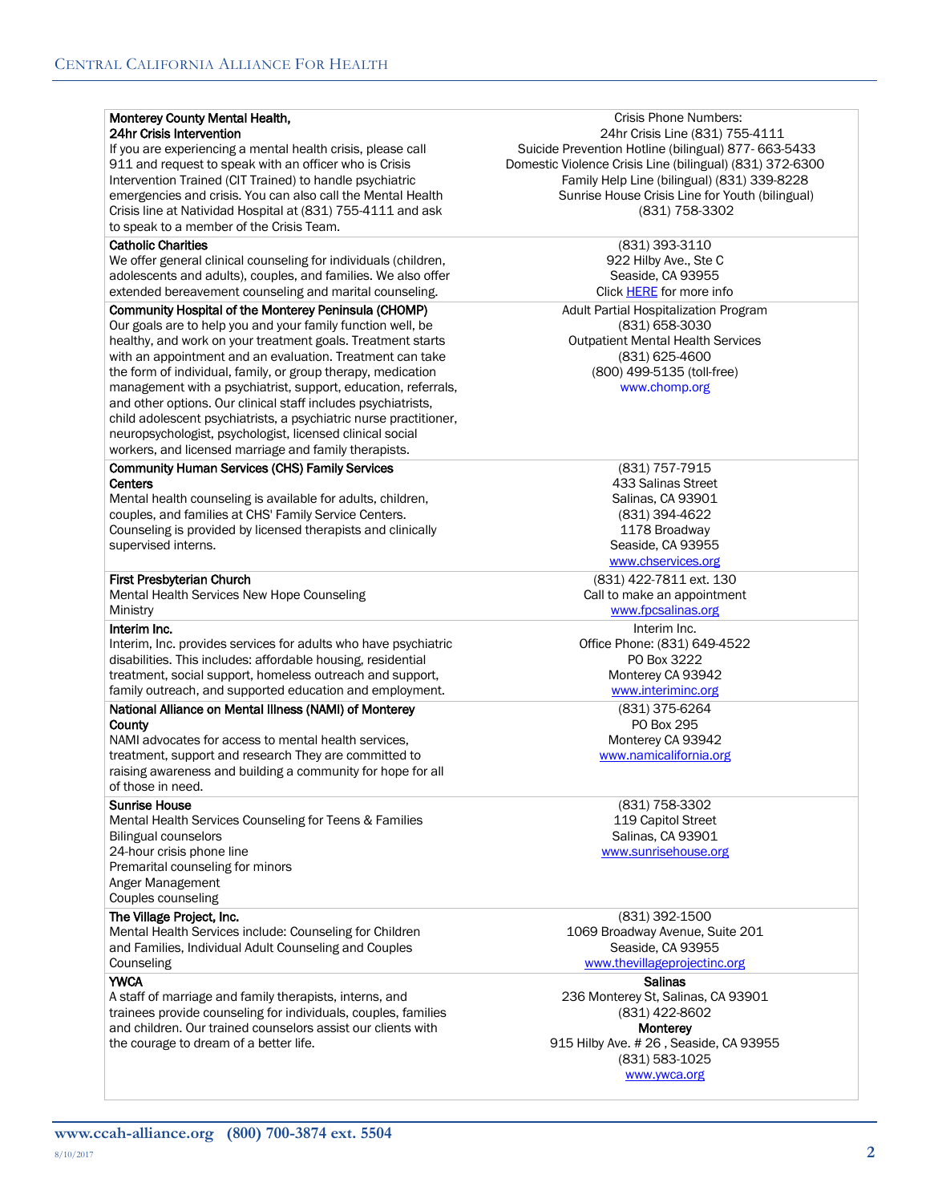| | |
|---|---|
| **Monterey County Mental Health, 24hr Crisis Intervention**<br>If you are experiencing a mental health crisis, please call 911 and request to speak with an officer who is Crisis Intervention Trained (CIT Trained) to handle psychiatric emergencies and crisis. You can also call the Mental Health Crisis line at Natividad Hospital at (831) 755-4111 and ask to speak to a member of the Crisis Team. | Crisis Phone Numbers:<br>24hr Crisis Line (831) 755-4111<br>Suicide Prevention Hotline (bilingual) 877- 663-5433<br>Domestic Violence Crisis Line (bilingual) (831) 372-6300<br>Family Help Line (bilingual) (831) 339-8228<br>Sunrise House Crisis Line for Youth (bilingual)<br>(831) 758-3302 |
| **Catholic Charities**<br>We offer general clinical counseling for individuals (children, adolescents and adults), couples, and families. We also offer extended bereavement counseling and marital counseling. | (831) 393-3110<br>922 Hilby Ave., Ste C<br>Seaside, CA 93955<br>Click HERE for more info |
| **Community Hospital of the Monterey Peninsula (CHOMP)**<br>Our goals are to help you and your family function well, be healthy, and work on your treatment goals. Treatment starts with an appointment and an evaluation. Treatment can take the form of individual, family, or group therapy, medication management with a psychiatrist, support, education, referrals, and other options. Our clinical staff includes psychiatrists, child adolescent psychiatrists, a psychiatric nurse practitioner, neuropsychologist, psychologist, licensed clinical social workers, and licensed marriage and family therapists. | Adult Partial Hospitalization Program<br>(831) 658-3030<br>Outpatient Mental Health Services<br>(831) 625-4600<br>(800) 499-5135 (toll-free)<br>www.chomp.org |
| **Community Human Services (CHS) Family Services Centers**<br>Mental health counseling is available for adults, children, couples, and families at CHS' Family Service Centers. Counseling is provided by licensed therapists and clinically supervised interns. | (831) 757-7915<br>433 Salinas Street<br>Salinas, CA 93901<br>(831) 394-4622<br>1178 Broadway<br>Seaside, CA 93955<br>www.chservices.org |
| **First Presbyterian Church**<br>Mental Health Services New Hope Counseling Ministry | (831) 422-7811 ext. 130<br>Call to make an appointment<br>www.fpcsalinas.org |
| **Interim Inc.**<br>Interim, Inc. provides services for adults who have psychiatric disabilities. This includes: affordable housing, residential treatment, social support, homeless outreach and support, family outreach, and supported education and employment. | Interim Inc.<br>Office Phone: (831) 649-4522<br>PO Box 3222<br>Monterey CA 93942<br>www.interiminc.org |
| **National Alliance on Mental Illness (NAMI) of Monterey County**<br>NAMI advocates for access to mental health services, treatment, support and research They are committed to raising awareness and building a community for hope for all of those in need. | (831) 375-6264<br>PO Box 295<br>Monterey CA 93942<br>www.namicalifornia.org |
| **Sunrise House**<br>Mental Health Services Counseling for Teens & Families<br>Bilingual counselors<br>24-hour crisis phone line<br>Premarital counseling for minors<br>Anger Management<br>Couples counseling | (831) 758-3302<br>119 Capitol Street<br>Salinas, CA 93901<br>www.sunrisehouse.org |
| **The Village Project, Inc.**<br>Mental Health Services include: Counseling for Children and Families, Individual Adult Counseling and Couples Counseling | (831) 392-1500<br>1069 Broadway Avenue, Suite 201<br>Seaside, CA 93955<br>www.thevillageprojectinc.org |
| **YWCA**<br>A staff of marriage and family therapists, interns, and trainees provide counseling for individuals, couples, families and children. Our trained counselors assist our clients with the courage to dream of a better life. | **Salinas**<br>236 Monterey St, Salinas, CA 93901<br>(831) 422-8602<br>**Monterey**<br>915 Hilby Ave. # 26 , Seaside, CA 93955<br>(831) 583-1025<br>www.ywca.org |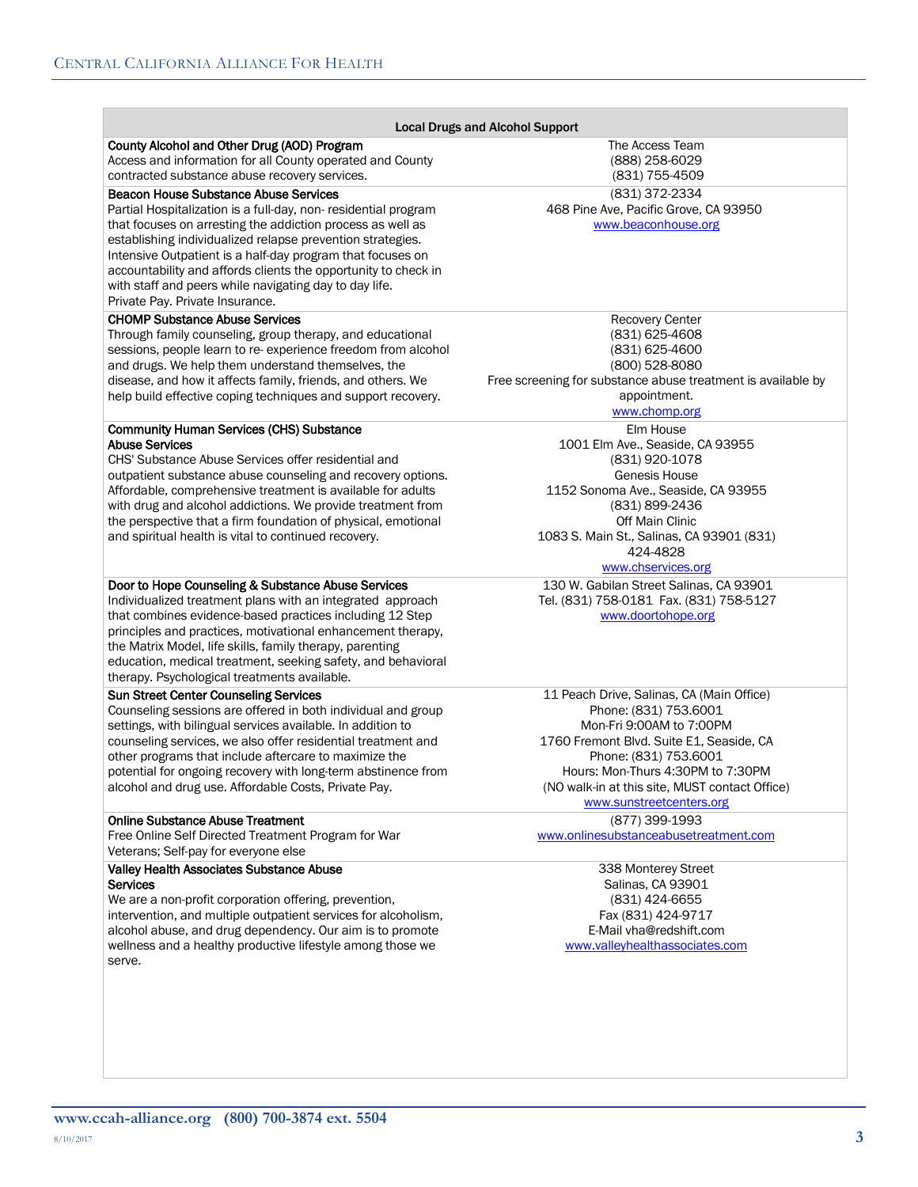| Local Drugs and Alcohol Support | |
|---|---|
| **County Alcohol and Other Drug (AOD) Program**<br>Access and information for all County operated and County contracted substance abuse recovery services. | The Access Team<br>(888) 258-6029<br>(831) 755-4509 |
| **Beacon House Substance Abuse Services**<br>Partial Hospitalization is a full-day, non- residential program that focuses on arresting the addiction process as well as establishing individualized relapse prevention strategies.<br>Intensive Outpatient is a half-day program that focuses on accountability and affords clients the opportunity to check in with staff and peers while navigating day to day life.<br>Private Pay. Private Insurance. | (831) 372-2334<br>468 Pine Ave, Pacific Grove, CA 93950<br>www.beaconhouse.org |
| **CHOMP Substance Abuse Services**<br>Through family counseling, group therapy, and educational sessions, people learn to re- experience freedom from alcohol and drugs. We help them understand themselves, the disease, and how it affects family, friends, and others. We help build effective coping techniques and support recovery. | Recovery Center<br>(831) 625-4608<br>(831) 625-4600<br>(800) 528-8080<br>Free screening for substance abuse treatment is available by appointment.<br>www.chomp.org |
| **Community Human Services (CHS) Substance Abuse Services**<br>CHS' Substance Abuse Services offer residential and outpatient substance abuse counseling and recovery options. Affordable, comprehensive treatment is available for adults with drug and alcohol addictions. We provide treatment from the perspective that a firm foundation of physical, emotional and spiritual health is vital to continued recovery. | Elm House<br>1001 Elm Ave., Seaside, CA 93955<br>(831) 920-1078<br>Genesis House<br>1152 Sonoma Ave., Seaside, CA 93955<br>(831) 899-2436<br>Off Main Clinic<br>1083 S. Main St., Salinas, CA 93901 (831) 424-4828<br>www.chservices.org |
| **Door to Hope Counseling & Substance Abuse Services**<br>Individualized treatment plans with an integrated approach that combines evidence-based practices including 12 Step principles and practices, motivational enhancement therapy, the Matrix Model, life skills, family therapy, parenting education, medical treatment, seeking safety, and behavioral therapy. Psychological treatments available. | 130 W. Gabilan Street Salinas, CA 93901<br>Tel. (831) 758-0181 Fax. (831) 758-5127<br>www.doortohope.org |
| **Sun Street Center Counseling Services**<br>Counseling sessions are offered in both individual and group settings, with bilingual services available. In addition to counseling services, we also offer residential treatment and other programs that include aftercare to maximize the potential for ongoing recovery with long-term abstinence from alcohol and drug use. Affordable Costs, Private Pay. | 11 Peach Drive, Salinas, CA (Main Office)<br>Phone: (831) 753.6001<br>Mon-Fri 9:00AM to 7:00PM<br>1760 Fremont Blvd. Suite E1, Seaside, CA<br>Phone: (831) 753.6001<br>Hours: Mon-Thurs 4:30PM to 7:30PM<br>(NO walk-in at this site, MUST contact Office)<br>www.sunstreetcenters.org |
| **Online Substance Abuse Treatment**<br>Free Online Self Directed Treatment Program for War Veterans; Self-pay for everyone else | (877) 399-1993<br>www.onlinesubstanceabusetreatment.com |
| **Valley Health Associates Substance Abuse Services**<br>We are a non-profit corporation offering, prevention, intervention, and multiple outpatient services for alcoholism, alcohol abuse, and drug dependency. Our aim is to promote wellness and a healthy productive lifestyle among those we serve. | 338 Monterey Street<br>Salinas, CA 93901<br>(831) 424-6655<br>Fax (831) 424-9717<br>E-Mail vha@redshift.com<br>www.valleyhealthassociates.com |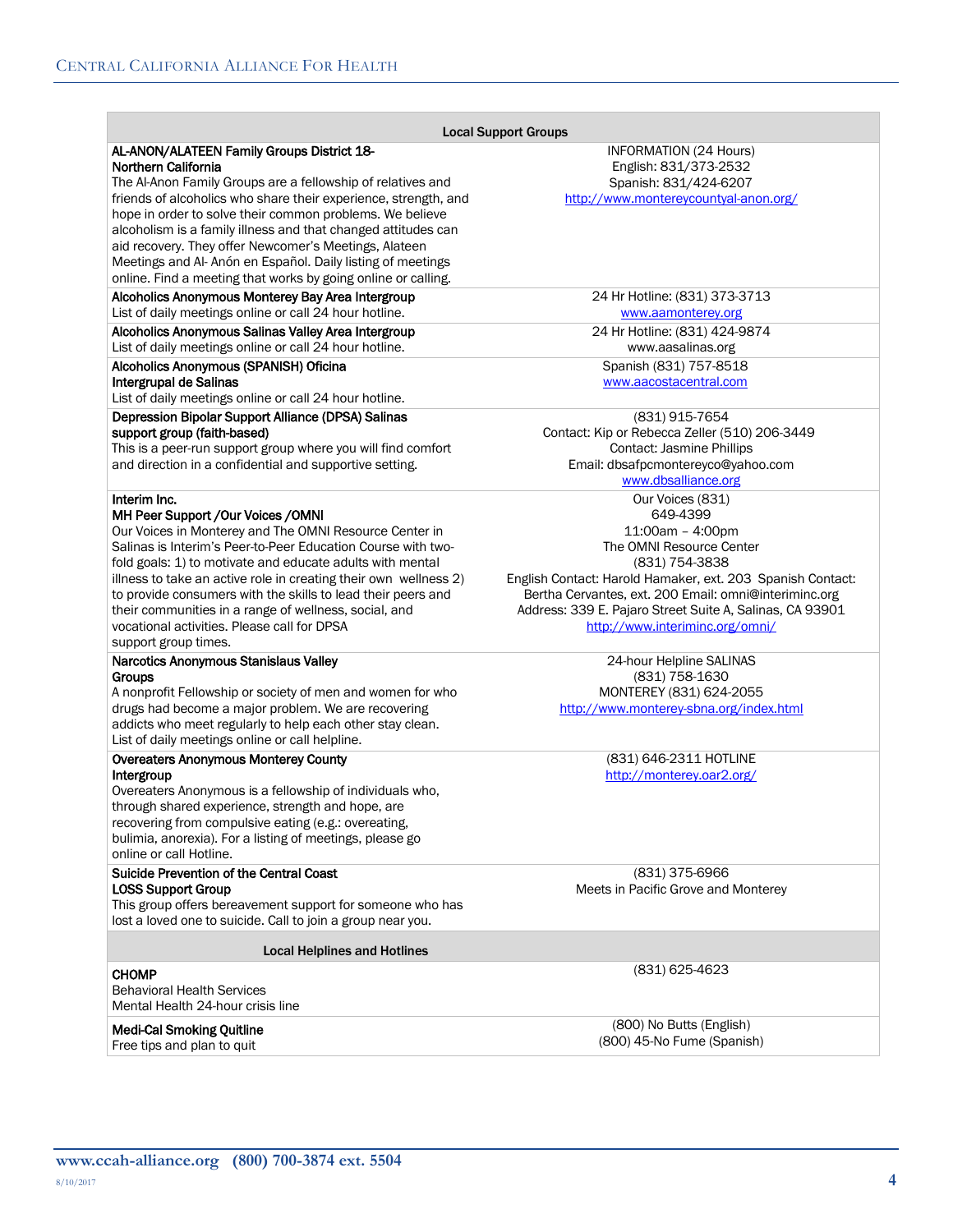| Local Support Groups | |
|---|---|
| **AL-ANON/ALATEEN Family Groups District 18-Northern California**<br>The Al-Anon Family Groups are a fellowship of relatives and friends of alcoholics who share their experience, strength, and hope in order to solve their common problems. We believe alcoholism is a family illness and that changed attitudes can aid recovery. They offer Newcomer's Meetings, Alateen Meetings and Al- Anón en Español. Daily listing of meetings online. Find a meeting that works by going online or calling. | INFORMATION (24 Hours)<br>English: 831/373-2532<br>Spanish: 831/424-6207<br>http://www.montereycountyal-anon.org/ |
| **Alcoholics Anonymous Monterey Bay Area Intergroup**<br>List of daily meetings online or call 24 hour hotline. | 24 Hr Hotline: (831) 373-3713<br>www.aamonterey.org |
| **Alcoholics Anonymous Salinas Valley Area Intergroup**<br>List of daily meetings online or call 24 hour hotline. | 24 Hr Hotline: (831) 424-9874<br>www.aasalinas.org |
| **Alcoholics Anonymous (SPANISH) Oficina Intergrupal de Salinas**<br>List of daily meetings online or call 24 hour hotline. | Spanish (831) 757-8518<br>www.aacostacentral.com |
| **Depression Bipolar Support Alliance (DPSA) Salinas support group (faith-based)**<br>This is a peer-run support group where you will find comfort and direction in a confidential and supportive setting. | (831) 915-7654<br>Contact: Kip or Rebecca Zeller (510) 206-3449<br>Contact: Jasmine Phillips<br>Email: dbsafpcmontereyco@yahoo.com<br>www.dbsalliance.org |
| **Interim Inc.**<br>**MH Peer Support /Our Voices /OMNI**<br>Our Voices in Monterey and The OMNI Resource Center in Salinas is Interim's Peer-to-Peer Education Course with two-fold goals: 1) to motivate and educate adults with mental illness to take an active role in creating their own wellness 2) to provide consumers with the skills to lead their peers and their communities in a range of wellness, social, and vocational activities. Please call for DPSA support group times. | Our Voices (831) 649-4399<br>11:00am – 4:00pm<br>The OMNI Resource Center<br>(831) 754-3838<br>English Contact: Harold Hamaker, ext. 203 Spanish Contact: Bertha Cervantes, ext. 200 Email: omni@interiminc.org<br>Address: 339 E. Pajaro Street Suite A, Salinas, CA 93901<br>http://www.interiminc.org/omni/ |
| **Narcotics Anonymous Stanislaus Valley Groups**<br>A nonprofit Fellowship or society of men and women for who drugs had become a major problem. We are recovering addicts who meet regularly to help each other stay clean. List of daily meetings online or call helpline. | 24-hour Helpline SALINAS<br>(831) 758-1630<br>MONTEREY (831) 624-2055<br>http://www.monterey-sbna.org/index.html |
| **Overeaters Anonymous Monterey County Intergroup**<br>Overeaters Anonymous is a fellowship of individuals who, through shared experience, strength and hope, are recovering from compulsive eating (e.g.: overeating, bulimia, anorexia). For a listing of meetings, please go online or call Hotline. | (831) 646-2311 HOTLINE<br>http://monterey.oar2.org/ |
| **Suicide Prevention of the Central Coast LOSS Support Group**<br>This group offers bereavement support for someone who has lost a loved one to suicide. Call to join a group near you. | (831) 375-6966<br>Meets in Pacific Grove and Monterey |
| **Local Helplines and Hotlines** | |
| **CHOMP**<br>Behavioral Health Services<br>Mental Health 24-hour crisis line | (831) 625-4623 |
| **Medi-Cal Smoking Quitline**<br>Free tips and plan to quit | (800) No Butts (English)<br>(800) 45-No Fume (Spanish) |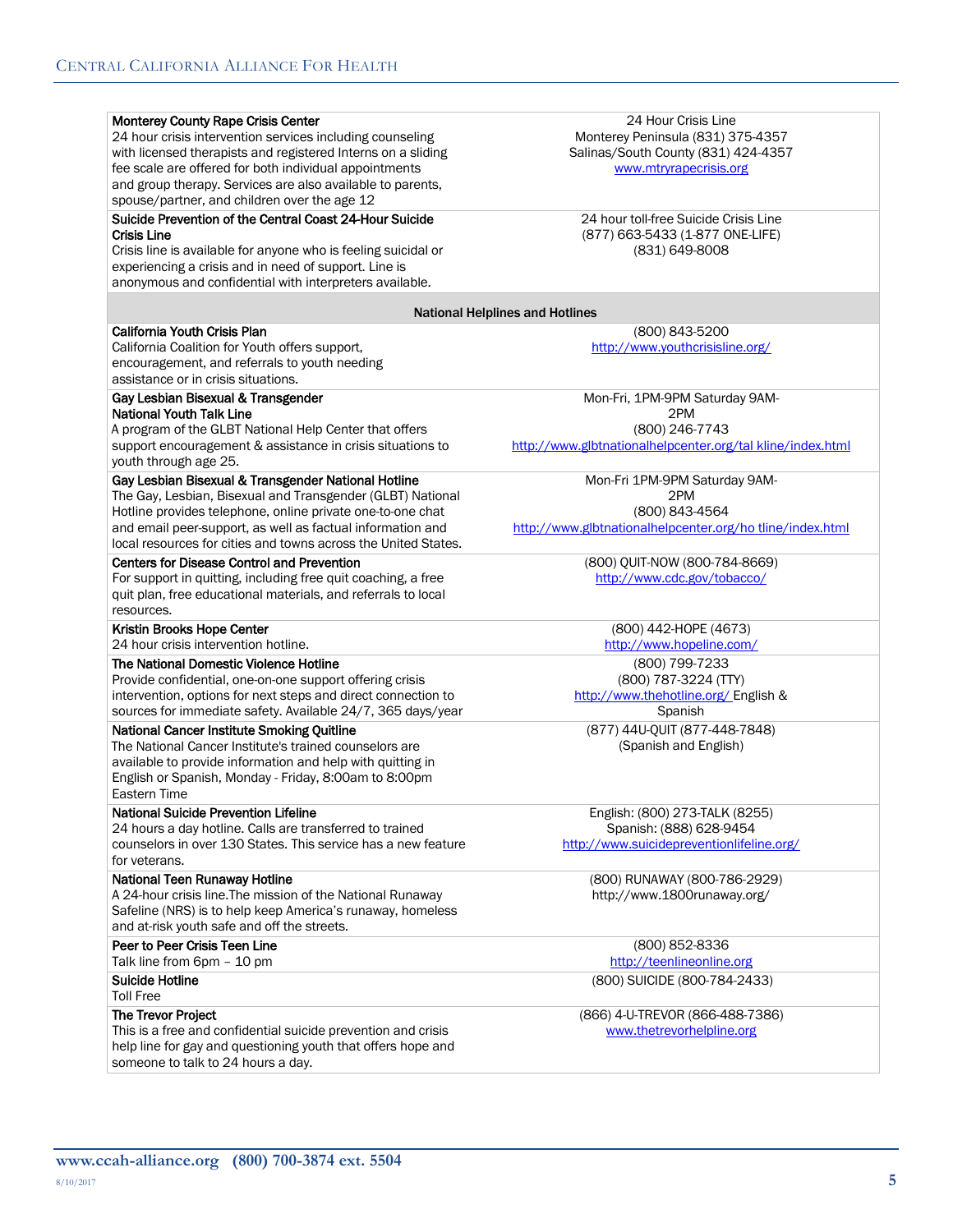| | |
|---|---|
| **Monterey County Rape Crisis Center**<br>24 hour crisis intervention services including counseling with licensed therapists and registered Interns on a sliding fee scale are offered for both individual appointments and group therapy. Services are also available to parents, spouse/partner, and children over the age 12 | 24 Hour Crisis Line<br>Monterey Peninsula (831) 375-4357<br>Salinas/South County (831) 424-4357<br>www.mtryrapecrisis.org |
| **Suicide Prevention of the Central Coast 24-Hour Suicide Crisis Line**<br>Crisis line is available for anyone who is feeling suicidal or experiencing a crisis and in need of support. Line is anonymous and confidential with interpreters available. | 24 hour toll-free Suicide Crisis Line<br>(877) 663-5433 (1-877 ONE-LIFE)<br>(831) 649-8008 |
| **National Helplines and Hotlines** | |
| **California Youth Crisis Plan**<br>California Coalition for Youth offers support, encouragement, and referrals to youth needing assistance or in crisis situations. | (800) 843-5200<br>http://www.youthcrisisline.org/ |
| **Gay Lesbian Bisexual & Transgender National Youth Talk Line**<br>A program of the GLBT National Help Center that offers support encouragement & assistance in crisis situations to youth through age 25. | Mon-Fri, 1PM-9PM Saturday 9AM-2PM<br>(800) 246-7743<br>http://www.glbtnationalhelpcenter.org/tal kline/index.html |
| **Gay Lesbian Bisexual & Transgender National Hotline**<br>The Gay, Lesbian, Bisexual and Transgender (GLBT) National Hotline provides telephone, online private one-to-one chat and email peer-support, as well as factual information and local resources for cities and towns across the United States. | Mon-Fri 1PM-9PM Saturday 9AM-2PM<br>(800) 843-4564<br>http://www.glbtnationalhelpcenter.org/ho tline/index.html |
| **Centers for Disease Control and Prevention**<br>For support in quitting, including free quit coaching, a free quit plan, free educational materials, and referrals to local resources. | (800) QUIT-NOW (800-784-8669)<br>http://www.cdc.gov/tobacco/ |
| **Kristin Brooks Hope Center**<br>24 hour crisis intervention hotline. | (800) 442-HOPE (4673)<br>http://www.hopeline.com/ |
| **The National Domestic Violence Hotline**<br>Provide confidential, one-on-one support offering crisis intervention, options for next steps and direct connection to sources for immediate safety. Available 24/7, 365 days/year | (800) 799-7233<br>(800) 787-3224 (TTY)<br>http://www.thehotline.org/ English & Spanish |
| **National Cancer Institute Smoking Quitline**<br>The National Cancer Institute's trained counselors are available to provide information and help with quitting in English or Spanish, Monday - Friday, 8:00am to 8:00pm Eastern Time | (877) 44U-QUIT (877-448-7848)<br>(Spanish and English) |
| **National Suicide Prevention Lifeline**<br>24 hours a day hotline. Calls are transferred to trained counselors in over 130 States. This service has a new feature for veterans. | English: (800) 273-TALK (8255)<br>Spanish: (888) 628-9454<br>http://www.suicidepreventionlifeline.org/ |
| **National Teen Runaway Hotline**<br>A 24-hour crisis line.The mission of the National Runaway Safeline (NRS) is to help keep America's runaway, homeless and at-risk youth safe and off the streets. | (800) RUNAWAY (800-786-2929)<br>http://www.1800runaway.org/ |
| **Peer to Peer Crisis Teen Line**<br>Talk line from 6pm – 10 pm | (800) 852-8336<br>http://teenlineonline.org |
| **Suicide Hotline**<br>Toll Free | (800) SUICIDE (800-784-2433) |
| **The Trevor Project**<br>This is a free and confidential suicide prevention and crisis help line for gay and questioning youth that offers hope and someone to talk to 24 hours a day. | (866) 4-U-TREVOR (866-488-7386)<br>www.thetrevorhelpline.org |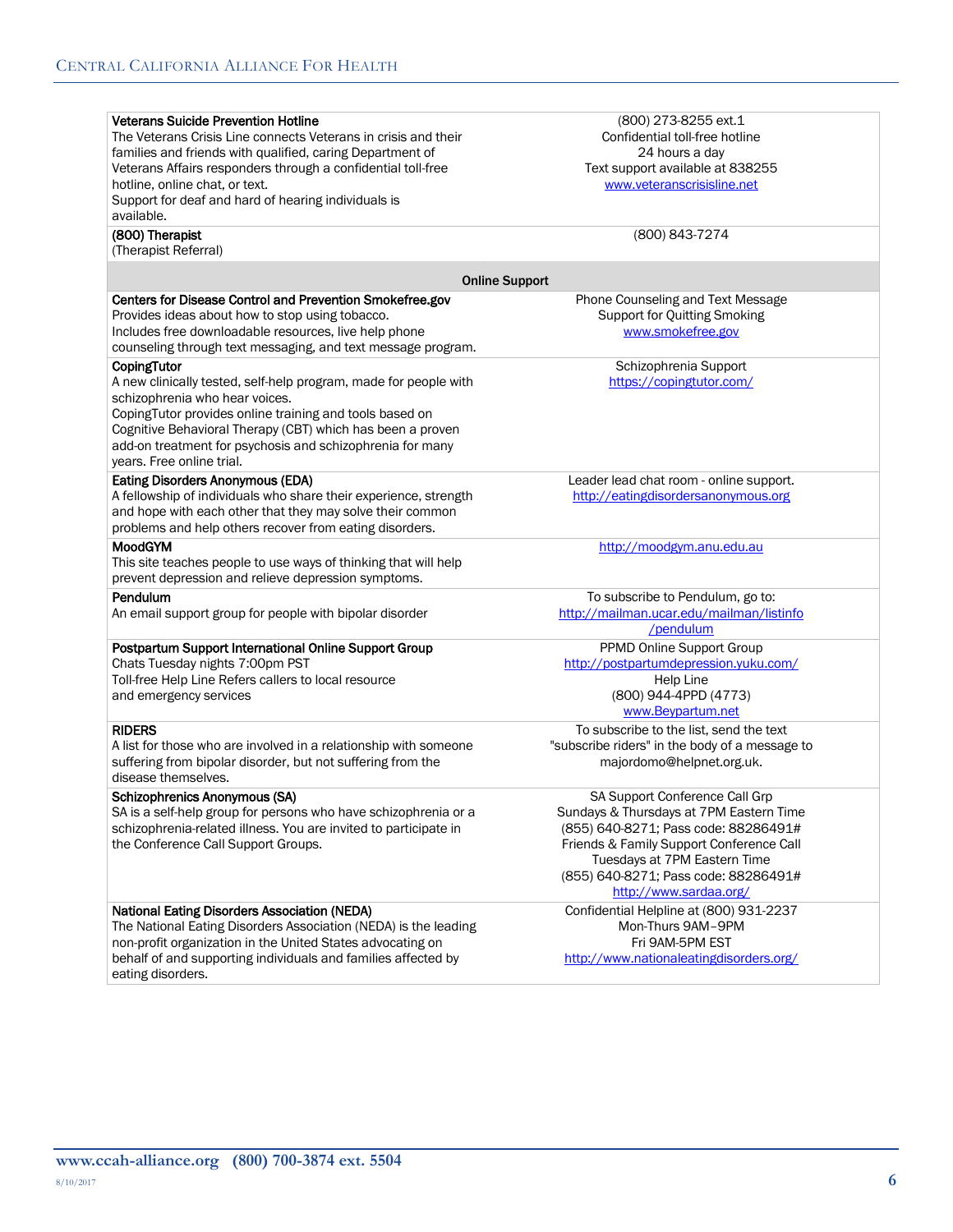| | |
|---|---|
| **Veterans Suicide Prevention Hotline**<br>The Veterans Crisis Line connects Veterans in crisis and their families and friends with qualified, caring Department of Veterans Affairs responders through a confidential toll-free hotline, online chat, or text.<br>Support for deaf and hard of hearing individuals is available. | (800) 273-8255 ext.1<br>Confidential toll-free hotline<br>24 hours a day<br>Text support available at 838255<br>www.veteranscrisisline.net |
| **(800) Therapist**<br>(Therapist Referral) | (800) 843-7274 |
| **Online Support** | |
| **Centers for Disease Control and Prevention Smokefree.gov**<br>Provides ideas about how to stop using tobacco.<br>Includes free downloadable resources, live help phone counseling through text messaging, and text message program. | Phone Counseling and Text Message Support for Quitting Smoking<br>www.smokefree.gov |
| **CopingTutor**<br>A new clinically tested, self-help program, made for people with schizophrenia who hear voices.<br>CopingTutor provides online training and tools based on Cognitive Behavioral Therapy (CBT) which has been a proven add-on treatment for psychosis and schizophrenia for many years. Free online trial. | Schizophrenia Support<br>https://copingtutor.com/ |
| **Eating Disorders Anonymous (EDA)**<br>A fellowship of individuals who share their experience, strength and hope with each other that they may solve their common problems and help others recover from eating disorders. | Leader lead chat room - online support.<br>http://eatingdisordersanonymous.org |
| **MoodGYM**<br>This site teaches people to use ways of thinking that will help prevent depression and relieve depression symptoms. | http://moodgym.anu.edu.au |
| **Pendulum**<br>An email support group for people with bipolar disorder | To subscribe to Pendulum, go to:<br>http://mailman.ucar.edu/mailman/listinfo/pendulum |
| **Postpartum Support International Online Support Group**<br>Chats Tuesday nights 7:00pm PST<br>Toll-free Help Line Refers callers to local resource and emergency services | PPMD Online Support Group<br>http://postpartumdepression.yuku.com/<br>Help Line<br>(800) 944-4PPD (4773)<br>www.Beypartum.net |
| **RIDERS**<br>A list for those who are involved in a relationship with someone suffering from bipolar disorder, but not suffering from the disease themselves. | To subscribe to the list, send the text "subscribe riders" in the body of a message to majordomo@helpnet.org.uk. |
| **Schizophrenics Anonymous (SA)**<br>SA is a self-help group for persons who have schizophrenia or a schizophrenia-related illness. You are invited to participate in the Conference Call Support Groups. | SA Support Conference Call Grp<br>Sundays & Thursdays at 7PM Eastern Time<br>(855) 640-8271; Pass code: 88286491#<br>Friends & Family Support Conference Call<br>Tuesdays at 7PM Eastern Time<br>(855) 640-8271; Pass code: 88286491#<br>http://www.sardaa.org/ |
| **National Eating Disorders Association (NEDA)**<br>The National Eating Disorders Association (NEDA) is the leading non-profit organization in the United States advocating on behalf of and supporting individuals and families affected by eating disorders. | Confidential Helpline at (800) 931-2237<br>Mon-Thurs 9AM–9PM<br>Fri 9AM-5PM EST<br>http://www.nationaleatingdisorders.org/ |